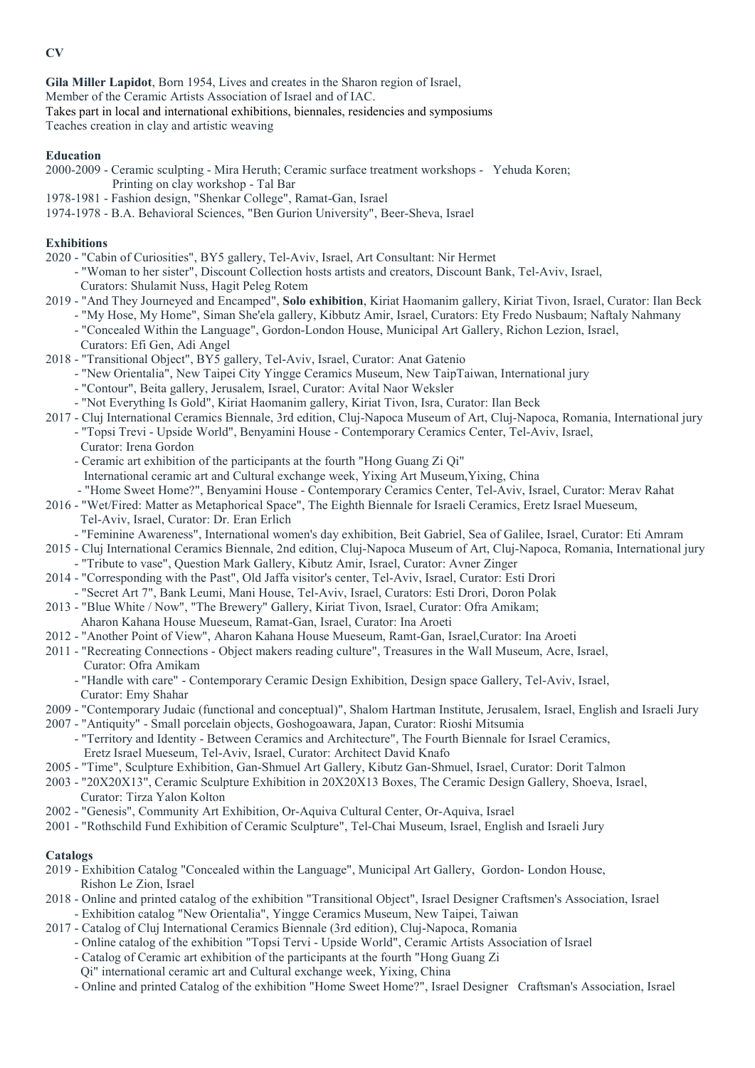**CV**

**Gila Miller Lapidot**, Born 1954, Lives and creates in the Sharon region of Israel,
Member of the Ceramic Artists Association of Israel and of IAC.
Takes part in local and international exhibitions, biennales, residencies and symposiums
Teaches creation in clay and artistic weaving

**Education**

2000-2009 - Ceramic sculpting - Mira Heruth; Ceramic surface treatment workshops - Yehuda Koren;
Printing on clay workshop - Tal Bar
1978-1981 - Fashion design, "Shenkar College", Ramat-Gan, Israel
1974-1978 - B.A. Behavioral Sciences, "Ben Gurion University", Beer-Sheva, Israel

**Exhibitions**

2020 - "Cabin of Curiosities", BY5 gallery, Tel-Aviv, Israel, Art Consultant: Nir Hermet
- "Woman to her sister", Discount Collection hosts artists and creators, Discount Bank, Tel-Aviv, Israel,
Curators: Shulamit Nuss, Hagit Peleg Rotem

2019 - "And They Journeyed and Encamped", **Solo exhibition**, Kiriat Haomanim gallery, Kiriat Tivon, Israel, Curator: Ilan Beck
- "My Hose, My Home", Siman She'ela gallery, Kibbutz Amir, Israel, Curators: Ety Fredo Nusbaum; Naftaly Nahmany
- "Concealed Within the Language", Gordon-London House, Municipal Art Gallery, Richon Lezion, Israel,
Curators: Efi Gen, Adi Angel

2018 - "Transitional Object", BY5 gallery, Tel-Aviv, Israel, Curator: Anat Gatenio
- "New Orientalia", New Taipei City Yingge Ceramics Museum, New TaipTaiwan, International jury
- "Contour", Beita gallery, Jerusalem, Israel, Curator: Avital Naor Weksler
- "Not Everything Is Gold", Kiriat Haomanim gallery, Kiriat Tivon, Isra, Curator: Ilan Beck

2017 - Cluj International Ceramics Biennale, 3rd edition, Cluj-Napoca Museum of Art, Cluj-Napoca, Romania, International jury
- "Topsi Trevi - Upside World", Benyamini House - Contemporary Ceramics Center, Tel-Aviv, Israel,
Curator: Irena Gordon
- Ceramic art exhibition of the participants at the fourth "Hong Guang Zi Qi"
International ceramic art and Cultural exchange week, Yixing Art Museum,Yixing, China
- "Home Sweet Home?", Benyamini House - Contemporary Ceramics Center, Tel-Aviv, Israel, Curator: Merav Rahat

2016 - "Wet/Fired: Matter as Metaphorical Space", The Eighth Biennale for Israeli Ceramics, Eretz Israel Mueseum,
Tel-Aviv, Israel, Curator: Dr. Eran Erlich
- "Feminine Awareness", International women's day exhibition, Beit Gabriel, Sea of Galilee, Israel, Curator: Eti Amram

2015 - Cluj International Ceramics Biennale, 2nd edition, Cluj-Napoca Museum of Art, Cluj-Napoca, Romania, International jury
- "Tribute to vase", Question Mark Gallery, Kibutz Amir, Israel, Curator: Avner Zinger

2014 - "Corresponding with the Past", Old Jaffa visitor's center, Tel-Aviv, Israel, Curator: Esti Drori
- "Secret Art 7", Bank Leumi, Mani House, Tel-Aviv, Israel, Curators: Esti Drori, Doron Polak

2013 - "Blue White / Now", "The Brewery" Gallery, Kiriat Tivon, Israel, Curator: Ofra Amikam;
Aharon Kahana House Mueseum, Ramat-Gan, Israel, Curator: Ina Aroeti

2012 - "Another Point of View", Aharon Kahana House Mueseum, Ramt-Gan, Israel,Curator: Ina Aroeti

2011 - "Recreating Connections - Object makers reading culture", Treasures in the Wall Museum, Acre, Israel,
Curator: Ofra Amikam
- "Handle with care" - Contemporary Ceramic Design Exhibition, Design space Gallery, Tel-Aviv, Israel,
Curator: Emy Shahar

2009 - "Contemporary Judaic (functional and conceptual)", Shalom Hartman Institute, Jerusalem, Israel, English and Israeli Jury

2007 - "Antiquity" - Small porcelain objects, Goshogoawara, Japan, Curator: Rioshi Mitsumia
- "Territory and Identity - Between Ceramics and Architecture", The Fourth Biennale for Israel Ceramics,
Eretz Israel Mueseum, Tel-Aviv, Israel, Curator: Architect David Knafo

2005 - "Time", Sculpture Exhibition, Gan-Shmuel Art Gallery, Kibutz Gan-Shmuel, Israel, Curator: Dorit Talmon

2003 - "20X20X13", Ceramic Sculpture Exhibition in 20X20X13 Boxes, The Ceramic Design Gallery, Shoeva, Israel,
Curator: Tirza Yalon Kolton

2002 - "Genesis", Community Art Exhibition, Or-Aquiva Cultural Center, Or-Aquiva, Israel

2001 - "Rothschild Fund Exhibition of Ceramic Sculpture", Tel-Chai Museum, Israel, English and Israeli Jury

**Catalogs**

2019 - Exhibition Catalog "Concealed within the Language", Municipal Art Gallery, Gordon- London House,
Rishon Le Zion, Israel

2018 - Online and printed catalog of the exhibition "Transitional Object", Israel Designer Craftsmen's Association, Israel
- Exhibition catalog "New Orientalia", Yingge Ceramics Museum, New Taipei, Taiwan

2017 - Catalog of Cluj International Ceramics Biennale (3rd edition), Cluj-Napoca, Romania
- Online catalog of the exhibition "Topsi Tervi - Upside World", Ceramic Artists Association of Israel
- Catalog of Ceramic art exhibition of the participants at the fourth "Hong Guang Zi
Qi" international ceramic art and Cultural exchange week, Yixing, China
- Online and printed Catalog of the exhibition "Home Sweet Home?", Israel Designer Craftsman's Association, Israel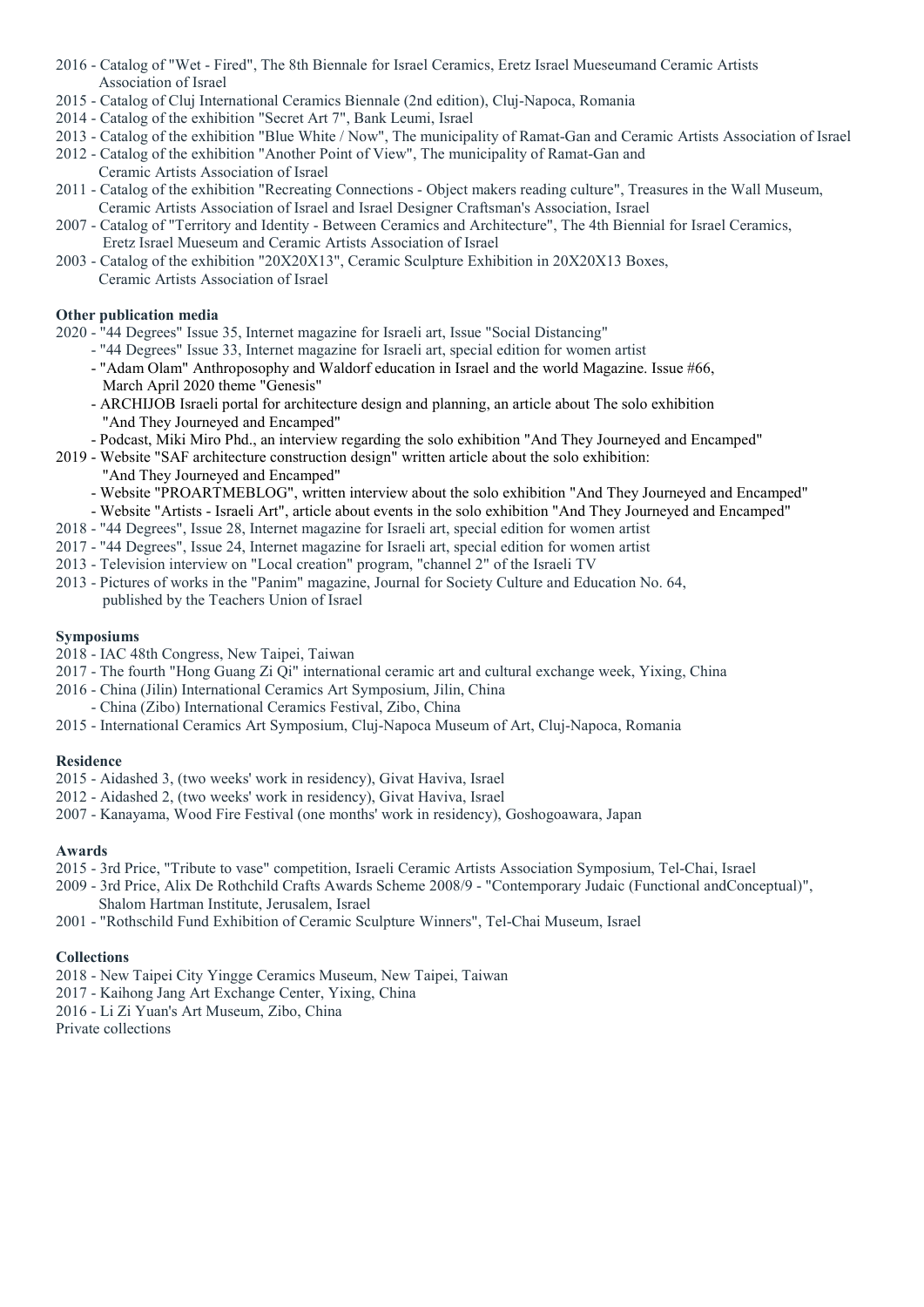2016 - Catalog of "Wet - Fired", The 8th Biennale for Israel Ceramics, Eretz Israel Mueseumand Ceramic Artists Association of Israel
2015 - Catalog of Cluj International Ceramics Biennale (2nd edition), Cluj-Napoca, Romania
2014 - Catalog of the exhibition "Secret Art 7", Bank Leumi, Israel
2013 - Catalog of the exhibition "Blue White / Now", The municipality of Ramat-Gan and Ceramic Artists Association of Israel
2012 - Catalog of the exhibition "Another Point of View", The municipality of Ramat-Gan and Ceramic Artists Association of Israel
2011 - Catalog of the exhibition "Recreating Connections - Object makers reading culture", Treasures in the Wall Museum, Ceramic Artists Association of Israel and Israel Designer Craftsman's Association, Israel
2007 - Catalog of "Territory and Identity - Between Ceramics and Architecture", The 4th Biennial for Israel Ceramics, Eretz Israel Mueseum and Ceramic Artists Association of Israel
2003 - Catalog of the exhibition "20X20X13", Ceramic Sculpture Exhibition in 20X20X13 Boxes, Ceramic Artists Association of Israel

**Other publication media**

2020 - "44 Degrees" Issue 35, Internet magazine for Israeli art, Issue "Social Distancing"
- "44 Degrees" Issue 33, Internet magazine for Israeli art, special edition for women artist
- "Adam Olam" Anthroposophy and Waldorf education in Israel and the world Magazine. Issue #66, March April 2020 theme "Genesis"
- ARCHIJOB Israeli portal for architecture design and planning, an article about The solo exhibition "And They Journeyed and Encamped"
- Podcast, Miki Miro Phd., an interview regarding the solo exhibition "And They Journeyed and Encamped"

2019 - Website "SAF architecture construction design" written article about the solo exhibition: "And They Journeyed and Encamped"
- Website "PROARTMEBLOG", written interview about the solo exhibition "And They Journeyed and Encamped"
- Website "Artists - Israeli Art", article about events in the solo exhibition "And They Journeyed and Encamped"

2018 - "44 Degrees", Issue 28, Internet magazine for Israeli art, special edition for women artist
2017 - "44 Degrees", Issue 24, Internet magazine for Israeli art, special edition for women artist
2013 - Television interview on "Local creation" program, "channel 2" of the Israeli TV
2013 - Pictures of works in the "Panim" magazine, Journal for Society Culture and Education No. 64, published by the Teachers Union of Israel

**Symposiums**

2018 - IAC 48th Congress, New Taipei, Taiwan
2017 - The fourth "Hong Guang Zi Qi" international ceramic art and cultural exchange week, Yixing, China
2016 - China (Jilin) International Ceramics Art Symposium, Jilin, China
- China (Zibo) International Ceramics Festival, Zibo, China

2015 - International Ceramics Art Symposium, Cluj-Napoca Museum of Art, Cluj-Napoca, Romania

**Residence**

2015 - Aidashed 3, (two weeks' work in residency), Givat Haviva, Israel
2012 - Aidashed 2, (two weeks' work in residency), Givat Haviva, Israel
2007 - Kanayama, Wood Fire Festival (one months' work in residency), Goshogoawara, Japan

**Awards**

2015 - 3rd Price, "Tribute to vase" competition, Israeli Ceramic Artists Association Symposium, Tel-Chai, Israel
2009 - 3rd Price, Alix De Rothchild Crafts Awards Scheme 2008/9 - "Contemporary Judaic (Functional andConceptual)", Shalom Hartman Institute, Jerusalem, Israel
2001 - "Rothschild Fund Exhibition of Ceramic Sculpture Winners", Tel-Chai Museum, Israel

**Collections**

2018 - New Taipei City Yingge Ceramics Museum, New Taipei, Taiwan
2017 - Kaihong Jang Art Exchange Center, Yixing, China
2016 - Li Zi Yuan's Art Museum, Zibo, China
Private collections